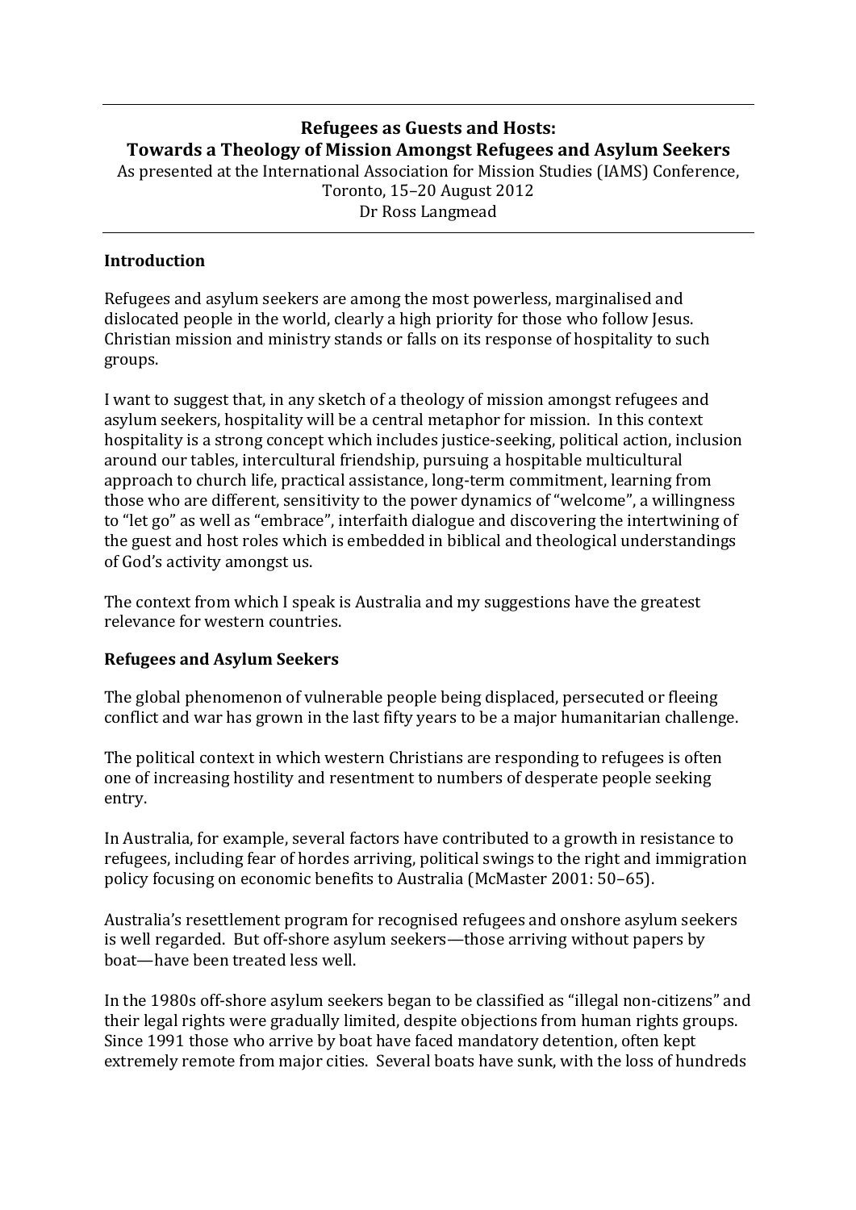# Refugees as Guests and Hosts: Towards a Theology of Mission Amongst Refugees and Asylum Seekers

As presented at the International Association for Mission Studies (IAMS) Conference, Toronto, 15–20 August 2012

Dr Ross Langmead

## Introduction

Refugees and asylum seekers are among the most powerless, marginalised and dislocated people in the world, clearly a high priority for those who follow Jesus. Christian mission and ministry stands or falls on its response of hospitality to such groups.

I want to suggest that, in any sketch of a theology of mission amongst refugees and asylum seekers, hospitality will be a central metaphor for mission. In this context hospitality is a strong concept which includes justice-seeking, political action, inclusion around our tables, intercultural friendship, pursuing a hospitable multicultural approach to church life, practical assistance, long-term commitment, learning from those who are different, sensitivity to the power dynamics of "welcome", a willingness to "let go" as well as "embrace", interfaith dialogue and discovering the intertwining of the guest and host roles which is embedded in biblical and theological understandings of God's activity amongst us.

The context from which I speak is Australia and my suggestions have the greatest relevance for western countries.

## Refugees and Asylum Seekers

The global phenomenon of vulnerable people being displaced, persecuted or fleeing conflict and war has grown in the last fifty years to be a major humanitarian challenge.

The political context in which western Christians are responding to refugees is often one of increasing hostility and resentment to numbers of desperate people seeking entry.

In Australia, for example, several factors have contributed to a growth in resistance to refugees, including fear of hordes arriving, political swings to the right and immigration policy focusing on economic benefits to Australia (McMaster 2001: 50–65).

Australia's resettlement program for recognised refugees and onshore asylum seekers is well regarded. But off-shore asylum seekers—those arriving without papers by boat—have been treated less well.

In the 1980s off-shore asylum seekers began to be classified as "illegal non-citizens" and their legal rights were gradually limited, despite objections from human rights groups. Since 1991 those who arrive by boat have faced mandatory detention, often kept extremely remote from major cities. Several boats have sunk, with the loss of hundreds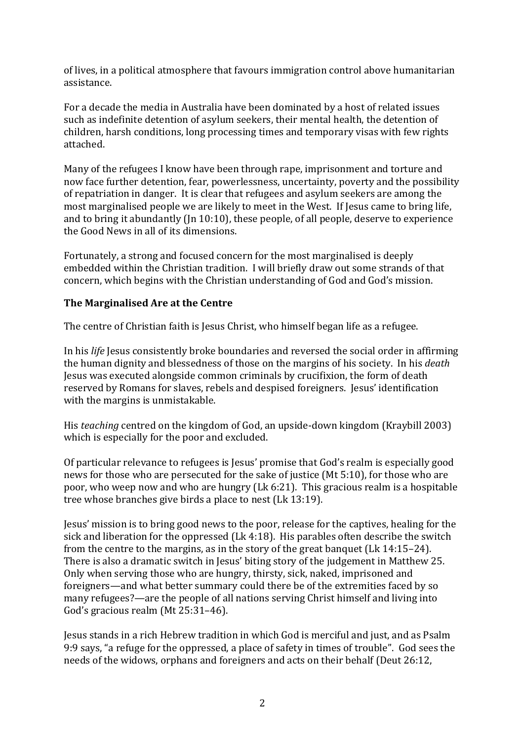of lives, in a political atmosphere that favours immigration control above humanitarian assistance.

For a decade the media in Australia have been dominated by a host of related issues such as indefinite detention of asylum seekers, their mental health, the detention of children, harsh conditions, long processing times and temporary visas with few rights attached.

Many of the refugees I know have been through rape, imprisonment and torture and now face further detention, fear, powerlessness, uncertainty, poverty and the possibility of repatriation in danger. It is clear that refugees and asylum seekers are among the most marginalised people we are likely to meet in the West. If Jesus came to bring life, and to bring it abundantly (Jn 10:10), these people, of all people, deserve to experience the Good News in all of its dimensions.

Fortunately, a strong and focused concern for the most marginalised is deeply embedded within the Christian tradition. I will briefly draw out some strands of that concern, which begins with the Christian understanding of God and God's mission.

**The Marginalised Are at the Centre**

The centre of Christian faith is Jesus Christ, who himself began life as a refugee.

In his *life* Jesus consistently broke boundaries and reversed the social order in affirming the human dignity and blessedness of those on the margins of his society. In his *death* Jesus was executed alongside common criminals by crucifixion, the form of death reserved by Romans for slaves, rebels and despised foreigners. Jesus' identification with the margins is unmistakable.

His *teaching* centred on the kingdom of God, an upside-down kingdom (Kraybill 2003) which is especially for the poor and excluded.

Of particular relevance to refugees is Jesus' promise that God's realm is especially good news for those who are persecuted for the sake of justice (Mt 5:10), for those who are poor, who weep now and who are hungry (Lk 6:21). This gracious realm is a hospitable tree whose branches give birds a place to nest (Lk 13:19).

Jesus' mission is to bring good news to the poor, release for the captives, healing for the sick and liberation for the oppressed (Lk 4:18). His parables often describe the switch from the centre to the margins, as in the story of the great banquet (Lk 14:15–24). There is also a dramatic switch in Jesus' biting story of the judgement in Matthew 25. Only when serving those who are hungry, thirsty, sick, naked, imprisoned and foreigners—and what better summary could there be of the extremities faced by so many refugees?—are the people of all nations serving Christ himself and living into God's gracious realm (Mt 25:31–46).

Jesus stands in a rich Hebrew tradition in which God is merciful and just, and as Psalm 9:9 says, "a refuge for the oppressed, a place of safety in times of trouble". God sees the needs of the widows, orphans and foreigners and acts on their behalf (Deut 26:12,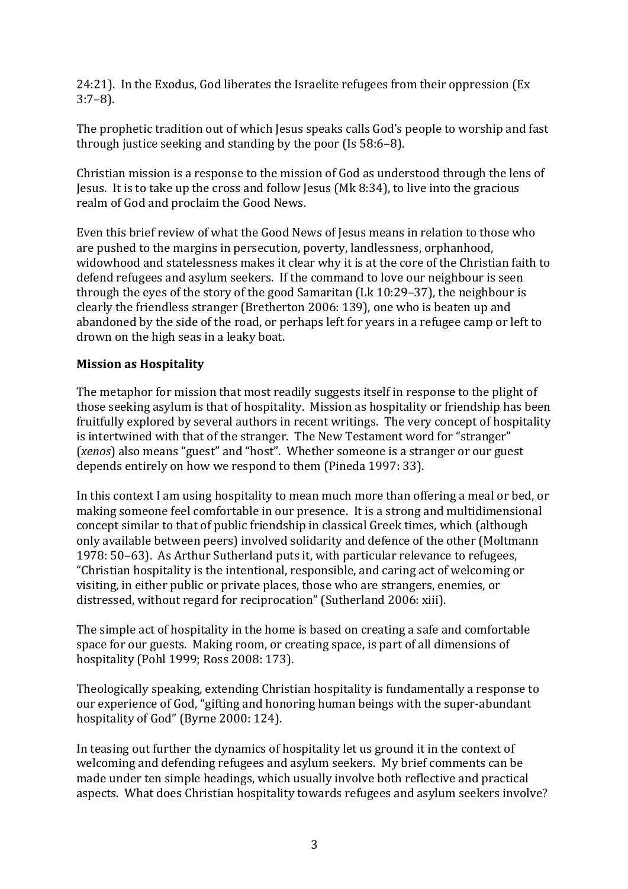24:21). In the Exodus, God liberates the Israelite refugees from their oppression (Ex 3:7–8).

The prophetic tradition out of which Jesus speaks calls God's people to worship and fast through justice seeking and standing by the poor (Is 58:6–8).

Christian mission is a response to the mission of God as understood through the lens of Jesus. It is to take up the cross and follow Jesus (Mk 8:34), to live into the gracious realm of God and proclaim the Good News.

Even this brief review of what the Good News of Jesus means in relation to those who are pushed to the margins in persecution, poverty, landlessness, orphanhood, widowhood and statelessness makes it clear why it is at the core of the Christian faith to defend refugees and asylum seekers. If the command to love our neighbour is seen through the eyes of the story of the good Samaritan (Lk 10:29–37), the neighbour is clearly the friendless stranger (Bretherton 2006: 139), one who is beaten up and abandoned by the side of the road, or perhaps left for years in a refugee camp or left to drown on the high seas in a leaky boat.

**Mission as Hospitality**

The metaphor for mission that most readily suggests itself in response to the plight of those seeking asylum is that of hospitality. Mission as hospitality or friendship has been fruitfully explored by several authors in recent writings. The very concept of hospitality is intertwined with that of the stranger. The New Testament word for "stranger" (*xenos*) also means "guest" and "host". Whether someone is a stranger or our guest depends entirely on how we respond to them (Pineda 1997: 33).

In this context I am using hospitality to mean much more than offering a meal or bed, or making someone feel comfortable in our presence. It is a strong and multidimensional concept similar to that of public friendship in classical Greek times, which (although only available between peers) involved solidarity and defence of the other (Moltmann 1978: 50–63). As Arthur Sutherland puts it, with particular relevance to refugees, "Christian hospitality is the intentional, responsible, and caring act of welcoming or visiting, in either public or private places, those who are strangers, enemies, or distressed, without regard for reciprocation" (Sutherland 2006: xiii).

The simple act of hospitality in the home is based on creating a safe and comfortable space for our guests. Making room, or creating space, is part of all dimensions of hospitality (Pohl 1999; Ross 2008: 173).

Theologically speaking, extending Christian hospitality is fundamentally a response to our experience of God, "gifting and honoring human beings with the super-abundant hospitality of God" (Byrne 2000: 124).

In teasing out further the dynamics of hospitality let us ground it in the context of welcoming and defending refugees and asylum seekers. My brief comments can be made under ten simple headings, which usually involve both reflective and practical aspects. What does Christian hospitality towards refugees and asylum seekers involve?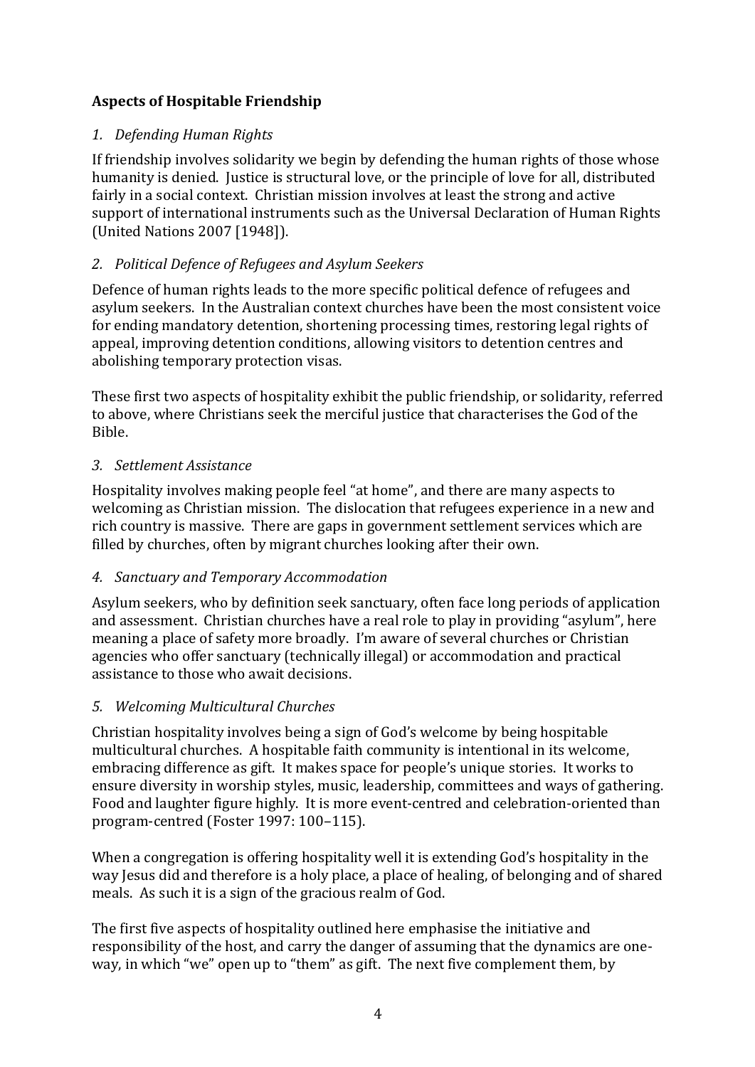**Aspects of Hospitable Friendship**

*1. Defending Human Rights*

If friendship involves solidarity we begin by defending the human rights of those whose humanity is denied. Justice is structural love, or the principle of love for all, distributed fairly in a social context. Christian mission involves at least the strong and active support of international instruments such as the Universal Declaration of Human Rights (United Nations 2007 [1948]).

*2. Political Defence of Refugees and Asylum Seekers*

Defence of human rights leads to the more specific political defence of refugees and asylum seekers. In the Australian context churches have been the most consistent voice for ending mandatory detention, shortening processing times, restoring legal rights of appeal, improving detention conditions, allowing visitors to detention centres and abolishing temporary protection visas.

These first two aspects of hospitality exhibit the public friendship, or solidarity, referred to above, where Christians seek the merciful justice that characterises the God of the Bible.

*3. Settlement Assistance*

Hospitality involves making people feel "at home", and there are many aspects to welcoming as Christian mission. The dislocation that refugees experience in a new and rich country is massive. There are gaps in government settlement services which are filled by churches, often by migrant churches looking after their own.

*4. Sanctuary and Temporary Accommodation*

Asylum seekers, who by definition seek sanctuary, often face long periods of application and assessment. Christian churches have a real role to play in providing "asylum", here meaning a place of safety more broadly. I'm aware of several churches or Christian agencies who offer sanctuary (technically illegal) or accommodation and practical assistance to those who await decisions.

*5. Welcoming Multicultural Churches*

Christian hospitality involves being a sign of God's welcome by being hospitable multicultural churches. A hospitable faith community is intentional in its welcome, embracing difference as gift. It makes space for people's unique stories. It works to ensure diversity in worship styles, music, leadership, committees and ways of gathering. Food and laughter figure highly. It is more event-centred and celebration-oriented than program-centred (Foster 1997: 100–115).

When a congregation is offering hospitality well it is extending God's hospitality in the way Jesus did and therefore is a holy place, a place of healing, of belonging and of shared meals. As such it is a sign of the gracious realm of God.

The first five aspects of hospitality outlined here emphasise the initiative and responsibility of the host, and carry the danger of assuming that the dynamics are one-way, in which "we" open up to "them" as gift. The next five complement them, by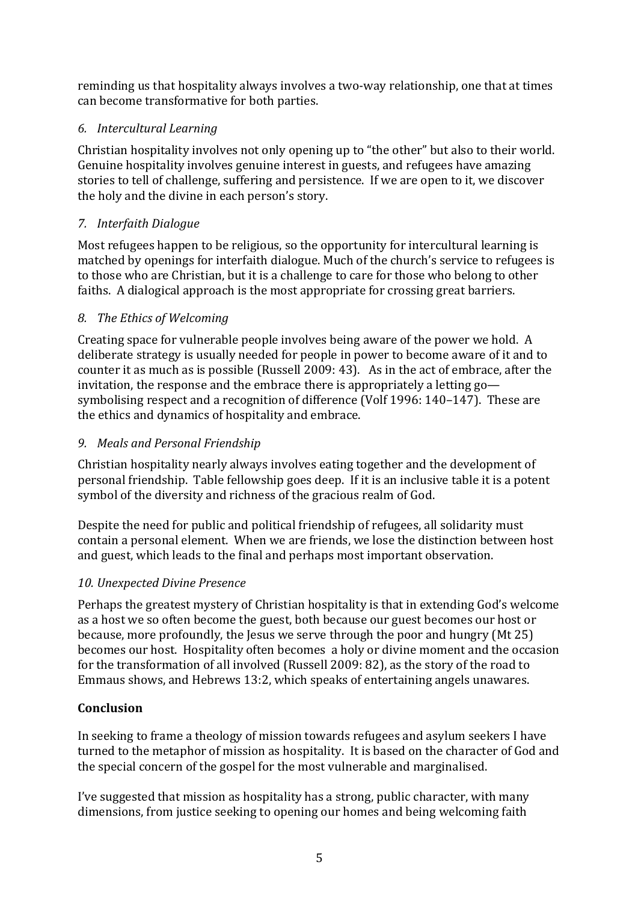reminding us that hospitality always involves a two-way relationship, one that at times can become transformative for both parties.

*6. Intercultural Learning*

Christian hospitality involves not only opening up to "the other" but also to their world. Genuine hospitality involves genuine interest in guests, and refugees have amazing stories to tell of challenge, suffering and persistence. If we are open to it, we discover the holy and the divine in each person's story.

*7. Interfaith Dialogue*

Most refugees happen to be religious, so the opportunity for intercultural learning is matched by openings for interfaith dialogue. Much of the church's service to refugees is to those who are Christian, but it is a challenge to care for those who belong to other faiths. A dialogical approach is the most appropriate for crossing great barriers.

*8. The Ethics of Welcoming*

Creating space for vulnerable people involves being aware of the power we hold. A deliberate strategy is usually needed for people in power to become aware of it and to counter it as much as is possible (Russell 2009: 43). As in the act of embrace, after the invitation, the response and the embrace there is appropriately a letting go—symbolising respect and a recognition of difference (Volf 1996: 140–147). These are the ethics and dynamics of hospitality and embrace.

*9. Meals and Personal Friendship*

Christian hospitality nearly always involves eating together and the development of personal friendship. Table fellowship goes deep. If it is an inclusive table it is a potent symbol of the diversity and richness of the gracious realm of God.

Despite the need for public and political friendship of refugees, all solidarity must contain a personal element. When we are friends, we lose the distinction between host and guest, which leads to the final and perhaps most important observation.

*10. Unexpected Divine Presence*

Perhaps the greatest mystery of Christian hospitality is that in extending God's welcome as a host we so often become the guest, both because our guest becomes our host or because, more profoundly, the Jesus we serve through the poor and hungry (Mt 25) becomes our host. Hospitality often becomes a holy or divine moment and the occasion for the transformation of all involved (Russell 2009: 82), as the story of the road to Emmaus shows, and Hebrews 13:2, which speaks of entertaining angels unawares.

**Conclusion**

In seeking to frame a theology of mission towards refugees and asylum seekers I have turned to the metaphor of mission as hospitality. It is based on the character of God and the special concern of the gospel for the most vulnerable and marginalised.

I've suggested that mission as hospitality has a strong, public character, with many dimensions, from justice seeking to opening our homes and being welcoming faith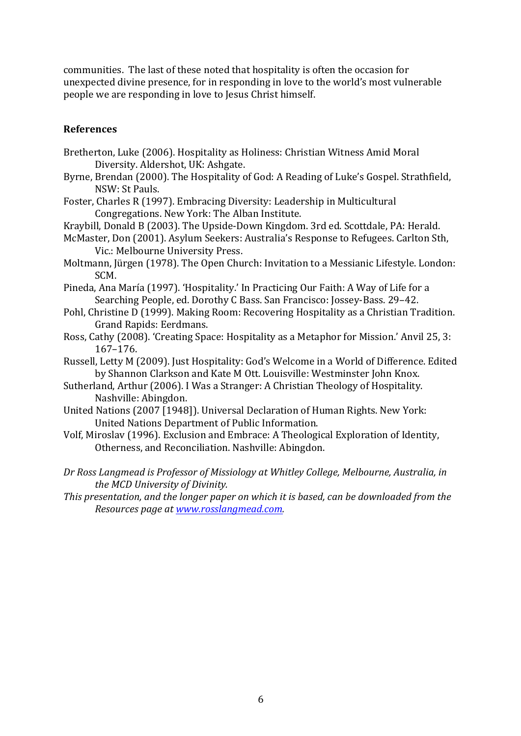communities. The last of these noted that hospitality is often the occasion for unexpected divine presence, for in responding in love to the world's most vulnerable people we are responding in love to Jesus Christ himself.

## References

Bretherton, Luke (2006). Hospitality as Holiness: Christian Witness Amid Moral Diversity. Aldershot, UK: Ashgate.

Byrne, Brendan (2000). The Hospitality of God: A Reading of Luke's Gospel. Strathfield, NSW: St Pauls.

Foster, Charles R (1997). Embracing Diversity: Leadership in Multicultural Congregations. New York: The Alban Institute.

Kraybill, Donald B (2003). The Upside-Down Kingdom. 3rd ed. Scottdale, PA: Herald.

McMaster, Don (2001). Asylum Seekers: Australia's Response to Refugees. Carlton Sth, Vic.: Melbourne University Press.

Moltmann, Jürgen (1978). The Open Church: Invitation to a Messianic Lifestyle. London: SCM.

Pineda, Ana María (1997). 'Hospitality.' In Practicing Our Faith: A Way of Life for a Searching People, ed. Dorothy C Bass. San Francisco: Jossey-Bass. 29–42.

Pohl, Christine D (1999). Making Room: Recovering Hospitality as a Christian Tradition. Grand Rapids: Eerdmans.

Ross, Cathy (2008). 'Creating Space: Hospitality as a Metaphor for Mission.' Anvil 25, 3: 167–176.

Russell, Letty M (2009). Just Hospitality: God's Welcome in a World of Difference. Edited by Shannon Clarkson and Kate M Ott. Louisville: Westminster John Knox.

Sutherland, Arthur (2006). I Was a Stranger: A Christian Theology of Hospitality. Nashville: Abingdon.

United Nations (2007 [1948]). Universal Declaration of Human Rights. New York: United Nations Department of Public Information.

Volf, Miroslav (1996). Exclusion and Embrace: A Theological Exploration of Identity, Otherness, and Reconciliation. Nashville: Abingdon.

*Dr Ross Langmead is Professor of Missiology at Whitley College, Melbourne, Australia, in the MCD University of Divinity.*

*This presentation, and the longer paper on which it is based, can be downloaded from the Resources page at [www.rosslangmead.com](http://www.rosslangmead.com).*